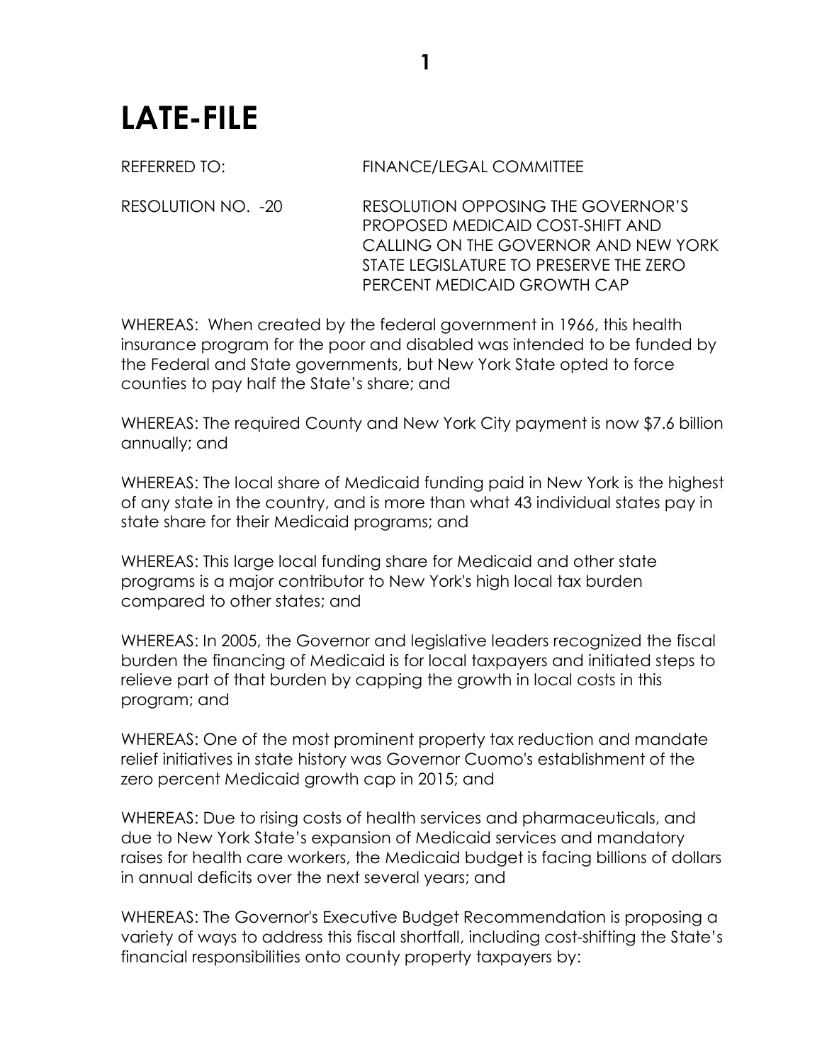# LATE-FILE

REFERRED TO: FINANCE/LEGAL COMMITTEE

RESOLUTION NO. -20 RESOLUTION OPPOSING THE GOVERNOR'S PROPOSED MEDICAID COST-SHIFT AND CALLING ON THE GOVERNOR AND NEW YORK STATE LEGISLATURE TO PRESERVE THE ZERO PERCENT MEDICAID GROWTH CAP

WHEREAS: When created by the federal government in 1966, this health insurance program for the poor and disabled was intended to be funded by the Federal and State governments, but New York State opted to force counties to pay half the State's share; and

WHEREAS: The required County and New York City payment is now $7.6 billion annually; and

WHEREAS: The local share of Medicaid funding paid in New York is the highest of any state in the country, and is more than what 43 individual states pay in state share for their Medicaid programs; and

WHEREAS: This large local funding share for Medicaid and other state programs is a major contributor to New York's high local tax burden compared to other states; and

WHEREAS: In 2005, the Governor and legislative leaders recognized the fiscal burden the financing of Medicaid is for local taxpayers and initiated steps to relieve part of that burden by capping the growth in local costs in this program; and

WHEREAS: One of the most prominent property tax reduction and mandate relief initiatives in state history was Governor Cuomo's establishment of the zero percent Medicaid growth cap in 2015; and

WHEREAS: Due to rising costs of health services and pharmaceuticals, and due to New York State's expansion of Medicaid services and mandatory raises for health care workers, the Medicaid budget is facing billions of dollars in annual deficits over the next several years; and

WHEREAS: The Governor's Executive Budget Recommendation is proposing a variety of ways to address this fiscal shortfall, including cost-shifting the State's financial responsibilities onto county property taxpayers by: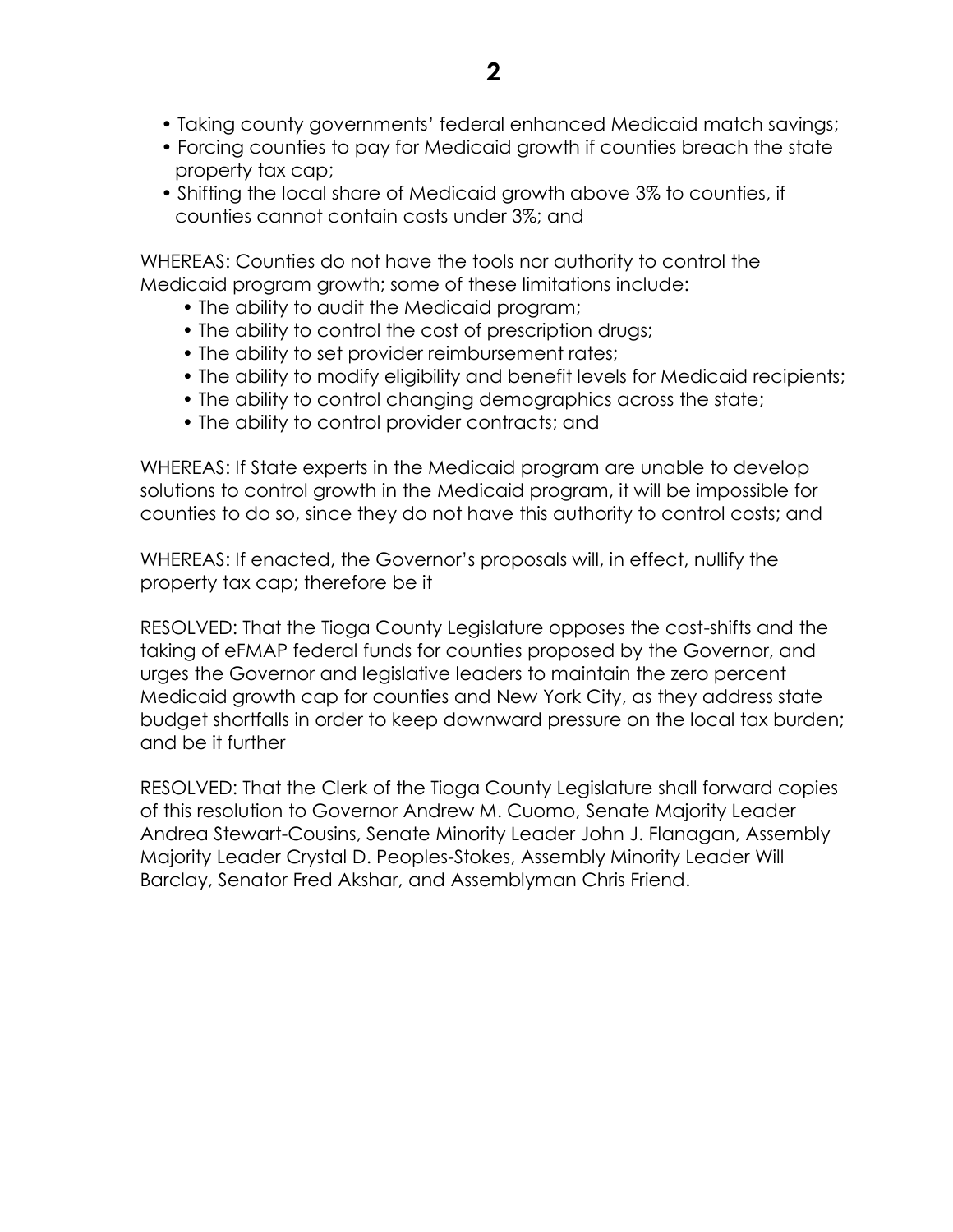- Taking county governments' federal enhanced Medicaid match savings;
- Forcing counties to pay for Medicaid growth if counties breach the state property tax cap;
- Shifting the local share of Medicaid growth above 3% to counties, if counties cannot contain costs under 3%; and

WHEREAS: Counties do not have the tools nor authority to control the Medicaid program growth; some of these limitations include:

- The ability to audit the Medicaid program;
- The ability to control the cost of prescription drugs;
- The ability to set provider reimbursement rates;
- The ability to modify eligibility and benefit levels for Medicaid recipients;
- The ability to control changing demographics across the state;
- The ability to control provider contracts; and

WHEREAS: If State experts in the Medicaid program are unable to develop solutions to control growth in the Medicaid program, it will be impossible for counties to do so, since they do not have this authority to control costs; and

WHEREAS: If enacted, the Governor's proposals will, in effect, nullify the property tax cap; therefore be it

RESOLVED: That the Tioga County Legislature opposes the cost-shifts and the taking of eFMAP federal funds for counties proposed by the Governor, and urges the Governor and legislative leaders to maintain the zero percent Medicaid growth cap for counties and New York City, as they address state budget shortfalls in order to keep downward pressure on the local tax burden; and be it further

RESOLVED: That the Clerk of the Tioga County Legislature shall forward copies of this resolution to Governor Andrew M. Cuomo, Senate Majority Leader Andrea Stewart-Cousins, Senate Minority Leader John J. Flanagan, Assembly Majority Leader Crystal D. Peoples-Stokes, Assembly Minority Leader Will Barclay, Senator Fred Akshar, and Assemblyman Chris Friend.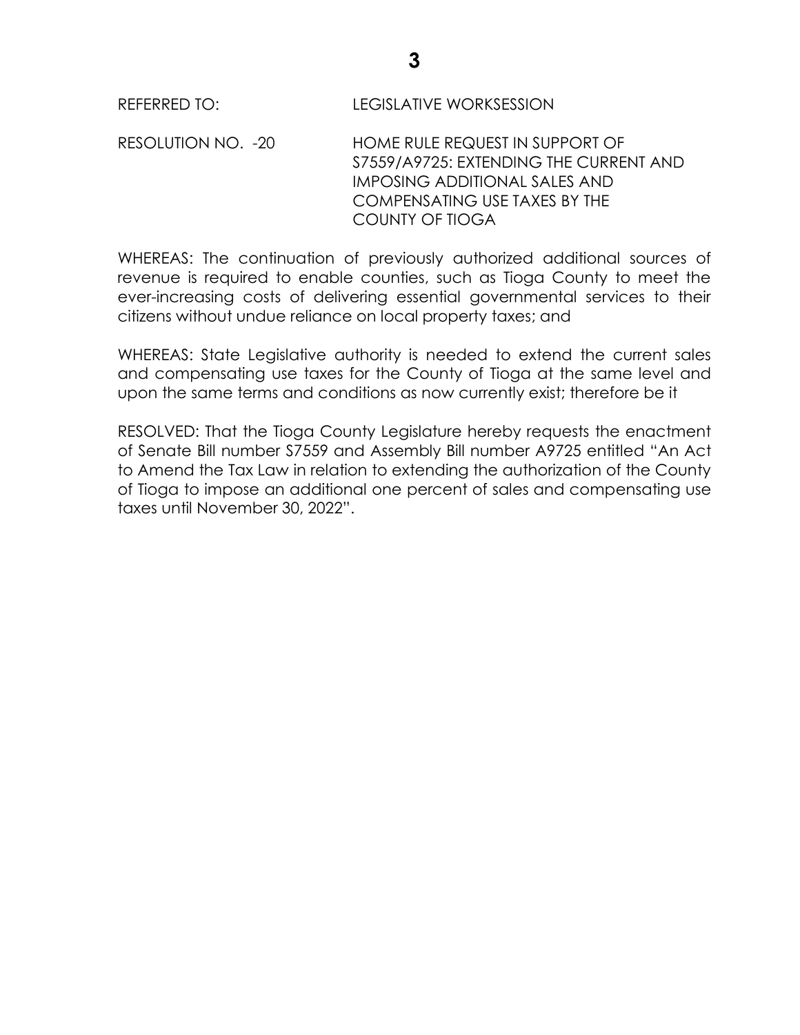REFERRED TO: LEGISLATIVE WORKSESSION

RESOLUTION NO. -20 HOME RULE REQUEST IN SUPPORT OF S7559/A9725: EXTENDING THE CURRENT AND IMPOSING ADDITIONAL SALES AND COMPENSATING USE TAXES BY THE COUNTY OF TIOGA

WHEREAS: The continuation of previously authorized additional sources of revenue is required to enable counties, such as Tioga County to meet the ever-increasing costs of delivering essential governmental services to their citizens without undue reliance on local property taxes; and

WHEREAS: State Legislative authority is needed to extend the current sales and compensating use taxes for the County of Tioga at the same level and upon the same terms and conditions as now currently exist; therefore be it

RESOLVED: That the Tioga County Legislature hereby requests the enactment of Senate Bill number S7559 and Assembly Bill number A9725 entitled "An Act to Amend the Tax Law in relation to extending the authorization of the County of Tioga to impose an additional one percent of sales and compensating use taxes until November 30, 2022".